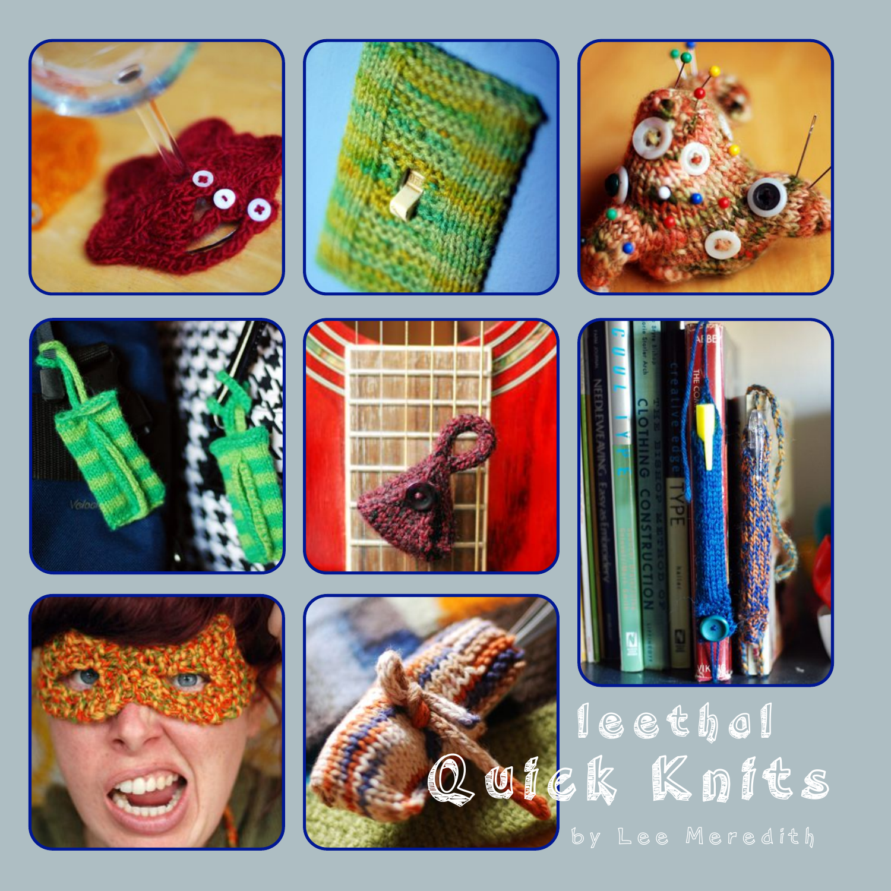# leethal Quick Knits

by Lee Meredith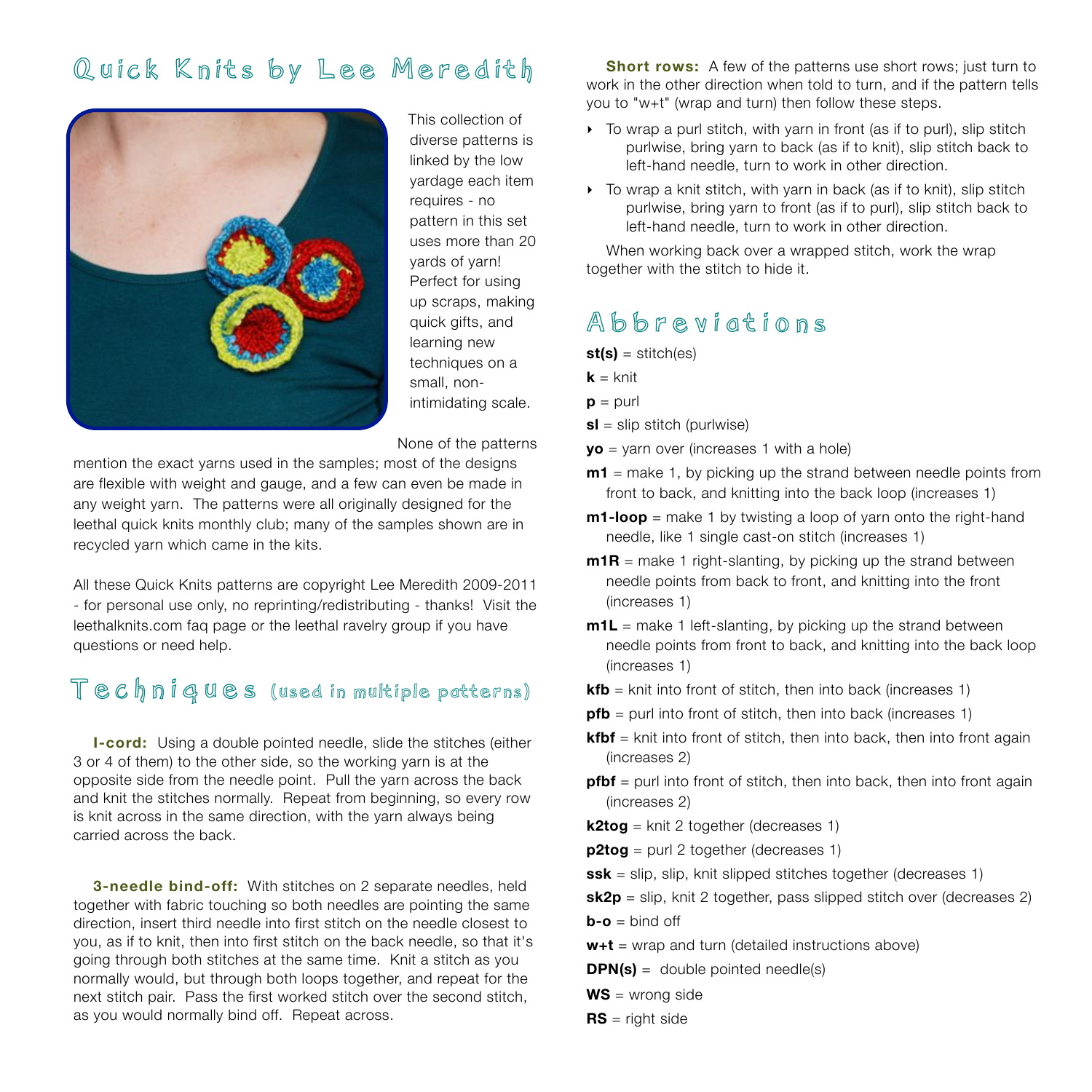# Quick Knits by Lee Meredith

This collection of diverse patterns is linked by the low yardage each item requires - no pattern in this set uses more than 20 yards of yarn! Perfect for using up scraps, making quick gifts, and learning new techniques on a small, non-intimidating scale.

None of the patterns mention the exact yarns used in the samples; most of the designs are flexible with weight and gauge, and a few can even be made in any weight yarn. The patterns were all originally designed for the leethal quick knits monthly club; many of the samples shown are in recycled yarn which came in the kits.

All these Quick Knits patterns are copyright Lee Meredith 2009-2011 - for personal use only, no reprinting/redistributing - thanks! Visit the leethalknits.com faq page or the leethal ravelry group if you have questions or need help.

## Techniques (used in multiple patterns)

**I-cord:** Using a double pointed needle, slide the stitches (either 3 or 4 of them) to the other side, so the working yarn is at the opposite side from the needle point. Pull the yarn across the back and knit the stitches normally. Repeat from beginning, so every row is knit across in the same direction, with the yarn always being carried across the back.

**3-needle bind-off:** With stitches on 2 separate needles, held together with fabric touching so both needles are pointing the same direction, insert third needle into first stitch on the needle closest to you, as if to knit, then into first stitch on the back needle, so that it's going through both stitches at the same time. Knit a stitch as you normally would, but through both loops together, and repeat for the next stitch pair. Pass the first worked stitch over the second stitch, as you would normally bind off. Repeat across.

**Short rows:** A few of the patterns use short rows; just turn to work in the other direction when told to turn, and if the pattern tells you to "w+t" (wrap and turn) then follow these steps.

- To wrap a purl stitch, with yarn in front (as if to purl), slip stitch purlwise, bring yarn to back (as if to knit), slip stitch back to left-hand needle, turn to work in other direction.
- To wrap a knit stitch, with yarn in back (as if to knit), slip stitch purlwise, bring yarn to front (as if to purl), slip stitch back to left-hand needle, turn to work in other direction.

When working back over a wrapped stitch, work the wrap together with the stitch to hide it.

## Abbreviations

**st(s)** = stitch(es)

**k** = knit

**p** = purl

**sl** = slip stitch (purlwise)

**yo** = yarn over (increases 1 with a hole)

**m1** = make 1, by picking up the strand between needle points from front to back, and knitting into the back loop (increases 1)

**m1-loop** = make 1 by twisting a loop of yarn onto the right-hand needle, like 1 single cast-on stitch (increases 1)

**m1R** = make 1 right-slanting, by picking up the strand between needle points from back to front, and knitting into the front (increases 1)

**m1L** = make 1 left-slanting, by picking up the strand between needle points from front to back, and knitting into the back loop (increases 1)

**kfb** = knit into front of stitch, then into back (increases 1)

**pfb** = purl into front of stitch, then into back (increases 1)

**kfbf** = knit into front of stitch, then into back, then into front again (increases 2)

**pfbf** = purl into front of stitch, then into back, then into front again (increases 2)

**k2tog** = knit 2 together (decreases 1)

**p2tog** = purl 2 together (decreases 1)

**ssk** = slip, slip, knit slipped stitches together (decreases 1)

**sk2p** = slip, knit 2 together, pass slipped stitch over (decreases 2)

**b-o** = bind off

**w+t** = wrap and turn (detailed instructions above)

**DPN(s)** = double pointed needle(s)

**WS** = wrong side

**RS** = right side